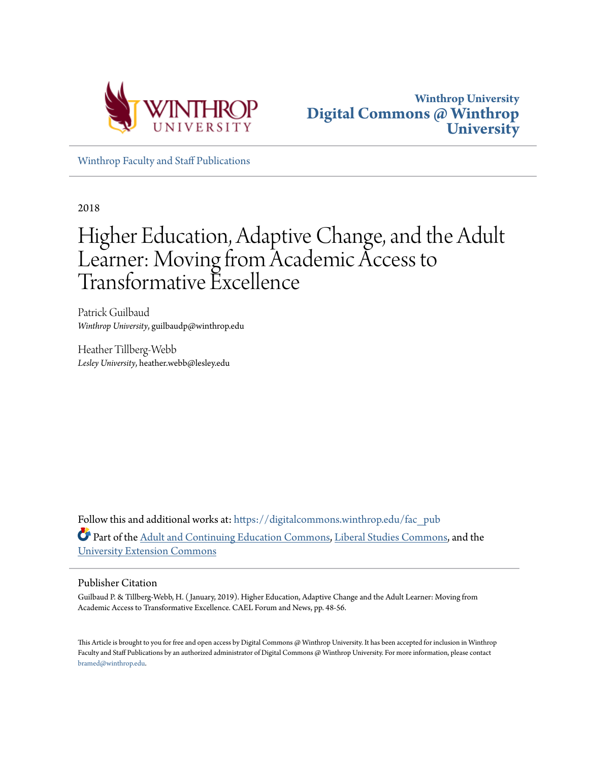Winthrop University
Digital Commons @ Winthrop University

Winthrop Faculty and Staff Publications

2018

# Higher Education, Adaptive Change, and the Adult Learner: Moving from Academic Access to Transformative Excellence

Patrick Guilbaud
*Winthrop University*, guilbaudp@winthrop.edu

Heather Tillberg-Webb
*Lesley University*, heather.webb@lesley.edu

Follow this and additional works at: https://digitalcommons.winthrop.edu/fac_pub

Part of the Adult and Continuing Education Commons, Liberal Studies Commons, and the University Extension Commons

## Publisher Citation

Guilbaud P. & Tillberg-Webb, H. (January, 2019). Higher Education, Adaptive Change and the Adult Learner: Moving from Academic Access to Transformative Excellence. CAEL Forum and News, pp. 48-56.

This Article is brought to you for free and open access by Digital Commons @ Winthrop University. It has been accepted for inclusion in Winthrop Faculty and Staff Publications by an authorized administrator of Digital Commons @ Winthrop University. For more information, please contact bramed@winthrop.edu.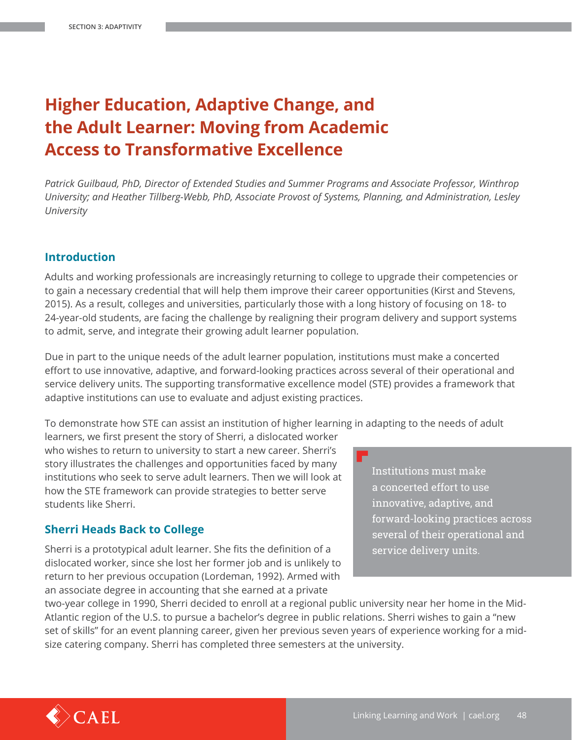# Higher Education, Adaptive Change, and the Adult Learner: Moving from Academic Access to Transformative Excellence

*Patrick Guilbaud, PhD, Director of Extended Studies and Summer Programs and Associate Professor, Winthrop University; and Heather Tillberg-Webb, PhD, Associate Provost of Systems, Planning, and Administration, Lesley University*

## Introduction

Adults and working professionals are increasingly returning to college to upgrade their competencies or to gain a necessary credential that will help them improve their career opportunities (Kirst and Stevens, 2015). As a result, colleges and universities, particularly those with a long history of focusing on 18- to 24-year-old students, are facing the challenge by realigning their program delivery and support systems to admit, serve, and integrate their growing adult learner population.

Due in part to the unique needs of the adult learner population, institutions must make a concerted effort to use innovative, adaptive, and forward-looking practices across several of their operational and service delivery units. The supporting transformative excellence model (STE) provides a framework that adaptive institutions can use to evaluate and adjust existing practices.

To demonstrate how STE can assist an institution of higher learning in adapting to the needs of adult learners, we first present the story of Sherri, a dislocated worker who wishes to return to university to start a new career. Sherri's story illustrates the challenges and opportunities faced by many institutions who seek to serve adult learners. Then we will look at how the STE framework can provide strategies to better serve students like Sherri.

> Institutions must make a concerted effort to use innovative, adaptive, and forward-looking practices across several of their operational and service delivery units.

## Sherri Heads Back to College

Sherri is a prototypical adult learner. She fits the definition of a dislocated worker, since she lost her former job and is unlikely to return to her previous occupation (Lordeman, 1992). Armed with an associate degree in accounting that she earned at a private two-year college in 1990, Sherri decided to enroll at a regional public university near her home in the Mid-Atlantic region of the U.S. to pursue a bachelor's degree in public relations. Sherri wishes to gain a "new set of skills" for an event planning career, given her previous seven years of experience working for a mid-size catering company. Sherri has completed three semesters at the university.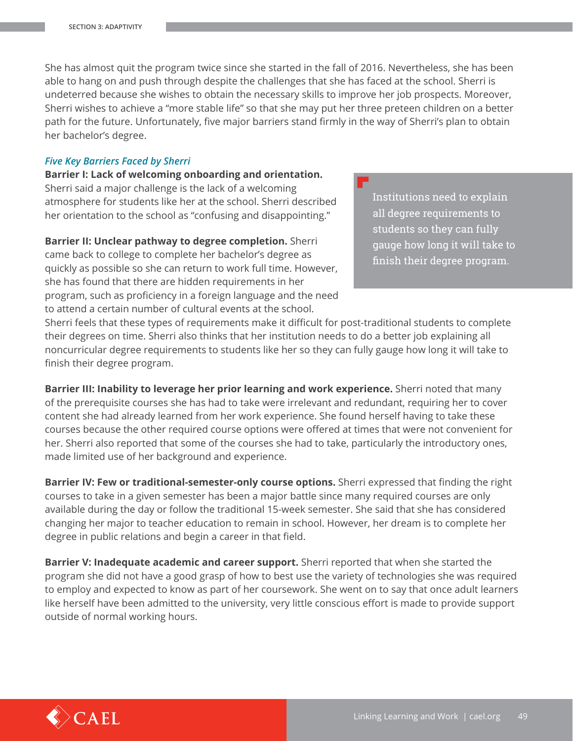She has almost quit the program twice since she started in the fall of 2016. Nevertheless, she has been able to hang on and push through despite the challenges that she has faced at the school. Sherri is undeterred because she wishes to obtain the necessary skills to improve her job prospects. Moreover, Sherri wishes to achieve a "more stable life" so that she may put her three preteen children on a better path for the future. Unfortunately, five major barriers stand firmly in the way of Sherri's plan to obtain her bachelor's degree.

### *Five Key Barriers Faced by Sherri*

**Barrier I: Lack of welcoming onboarding and orientation.** Sherri said a major challenge is the lack of a welcoming atmosphere for students like her at the school. Sherri described her orientation to the school as "confusing and disappointing."

**Barrier II: Unclear pathway to degree completion.** Sherri came back to college to complete her bachelor's degree as quickly as possible so she can return to work full time. However, she has found that there are hidden requirements in her program, such as proficiency in a foreign language and the need to attend a certain number of cultural events at the school. Sherri feels that these types of requirements make it difficult for post-traditional students to complete their degrees on time. Sherri also thinks that her institution needs to do a better job explaining all noncurricular degree requirements to students like her so they can fully gauge how long it will take to finish their degree program.

> Institutions need to explain all degree requirements to students so they can fully gauge how long it will take to finish their degree program.

**Barrier III: Inability to leverage her prior learning and work experience.** Sherri noted that many of the prerequisite courses she has had to take were irrelevant and redundant, requiring her to cover content she had already learned from her work experience. She found herself having to take these courses because the other required course options were offered at times that were not convenient for her. Sherri also reported that some of the courses she had to take, particularly the introductory ones, made limited use of her background and experience.

**Barrier IV: Few or traditional-semester-only course options.** Sherri expressed that finding the right courses to take in a given semester has been a major battle since many required courses are only available during the day or follow the traditional 15-week semester. She said that she has considered changing her major to teacher education to remain in school. However, her dream is to complete her degree in public relations and begin a career in that field.

**Barrier V: Inadequate academic and career support.** Sherri reported that when she started the program she did not have a good grasp of how to best use the variety of technologies she was required to employ and expected to know as part of her coursework. She went on to say that once adult learners like herself have been admitted to the university, very little conscious effort is made to provide support outside of normal working hours.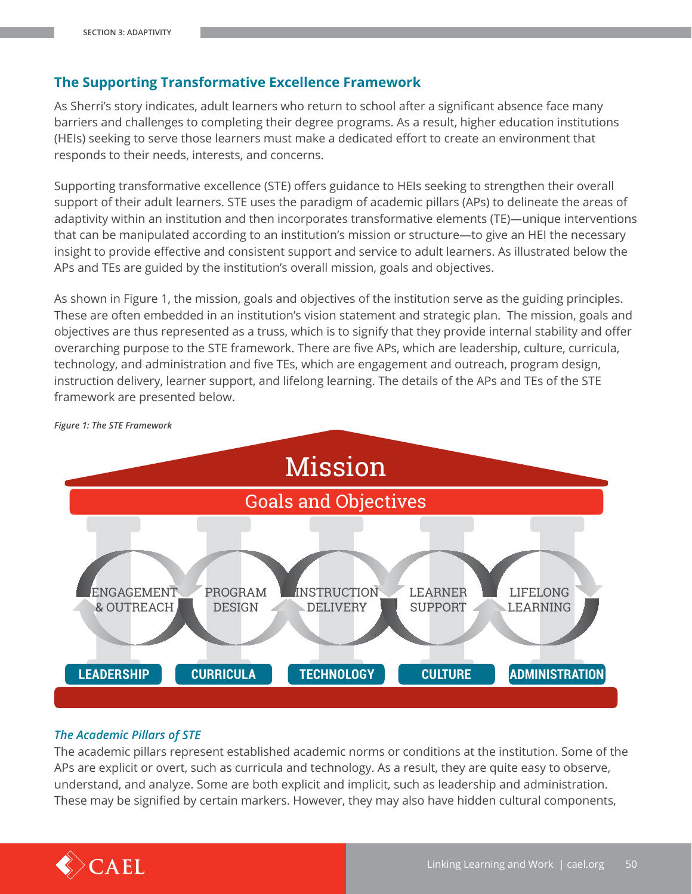## The Supporting Transformative Excellence Framework

As Sherri's story indicates, adult learners who return to school after a significant absence face many barriers and challenges to completing their degree programs. As a result, higher education institutions (HEIs) seeking to serve those learners must make a dedicated effort to create an environment that responds to their needs, interests, and concerns.

Supporting transformative excellence (STE) offers guidance to HEIs seeking to strengthen their overall support of their adult learners. STE uses the paradigm of academic pillars (APs) to delineate the areas of adaptivity within an institution and then incorporates transformative elements (TE)—unique interventions that can be manipulated according to an institution's mission or structure—to give an HEI the necessary insight to provide effective and consistent support and service to adult learners. As illustrated below the APs and TEs are guided by the institution's overall mission, goals and objectives.

As shown in Figure 1, the mission, goals and objectives of the institution serve as the guiding principles. These are often embedded in an institution's vision statement and strategic plan. The mission, goals and objectives are thus represented as a truss, which is to signify that they provide internal stability and offer overarching purpose to the STE framework. There are five APs, which are leadership, culture, curricula, technology, and administration and five TEs, which are engagement and outreach, program design, instruction delivery, learner support, and lifelong learning. The details of the APs and TEs of the STE framework are presented below.

*Figure 1: The STE Framework*

Mission

Goals and Objectives

ENGAGEMENT & OUTREACH | PROGRAM DESIGN | INSTRUCTION DELIVERY | LEARNER SUPPORT | LIFELONG LEARNING

LEADERSHIP | CURRICULA | TECHNOLOGY | CULTURE | ADMINISTRATION

### *The Academic Pillars of STE*

The academic pillars represent established academic norms or conditions at the institution. Some of the APs are explicit or overt, such as curricula and technology. As a result, they are quite easy to observe, understand, and analyze. Some are both explicit and implicit, such as leadership and administration. These may be signified by certain markers. However, they may also have hidden cultural components,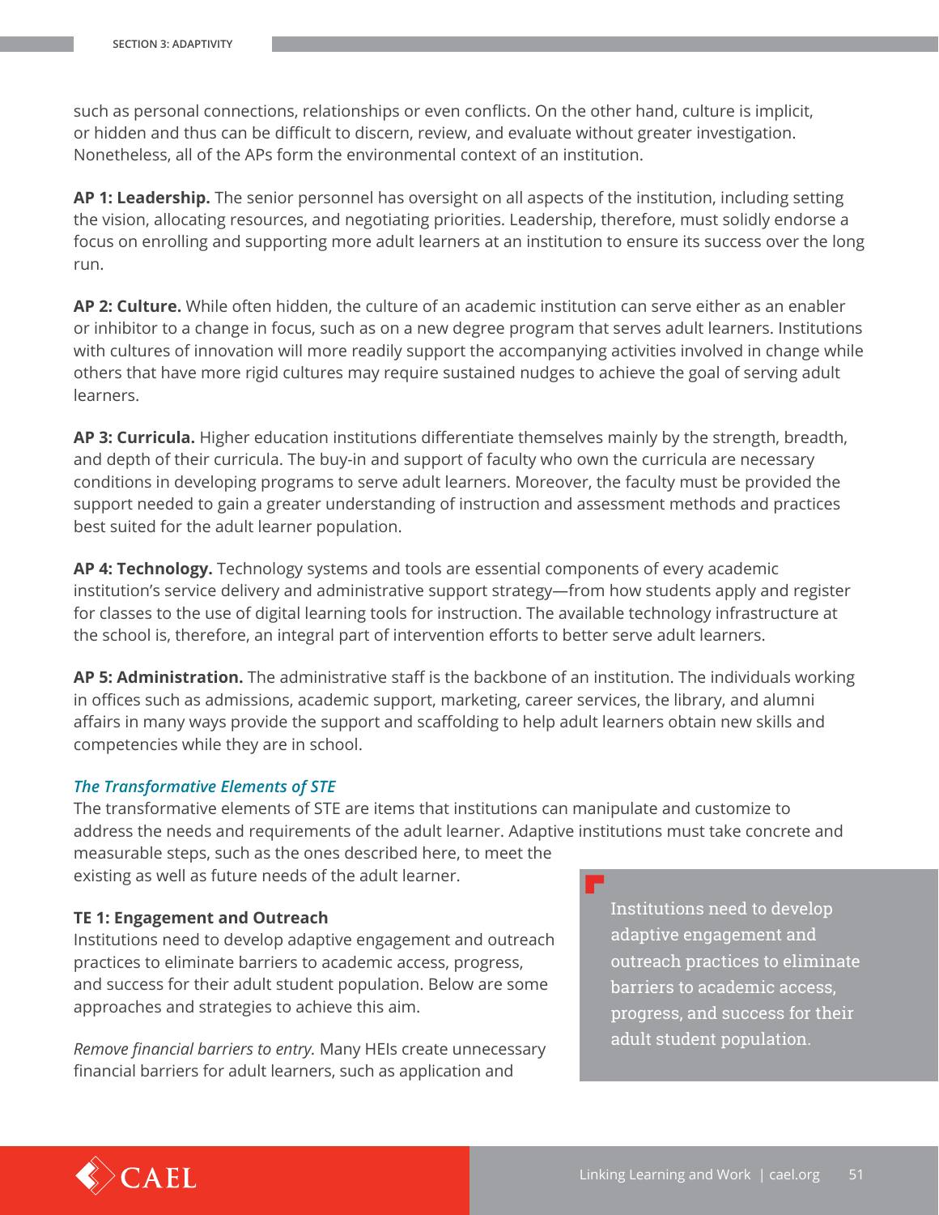such as personal connections, relationships or even conflicts. On the other hand, culture is implicit, or hidden and thus can be difficult to discern, review, and evaluate without greater investigation. Nonetheless, all of the APs form the environmental context of an institution.

**AP 1: Leadership.** The senior personnel has oversight on all aspects of the institution, including setting the vision, allocating resources, and negotiating priorities. Leadership, therefore, must solidly endorse a focus on enrolling and supporting more adult learners at an institution to ensure its success over the long run.

**AP 2: Culture.** While often hidden, the culture of an academic institution can serve either as an enabler or inhibitor to a change in focus, such as on a new degree program that serves adult learners. Institutions with cultures of innovation will more readily support the accompanying activities involved in change while others that have more rigid cultures may require sustained nudges to achieve the goal of serving adult learners.

**AP 3: Curricula.** Higher education institutions differentiate themselves mainly by the strength, breadth, and depth of their curricula. The buy-in and support of faculty who own the curricula are necessary conditions in developing programs to serve adult learners. Moreover, the faculty must be provided the support needed to gain a greater understanding of instruction and assessment methods and practices best suited for the adult learner population.

**AP 4: Technology.** Technology systems and tools are essential components of every academic institution's service delivery and administrative support strategy—from how students apply and register for classes to the use of digital learning tools for instruction. The available technology infrastructure at the school is, therefore, an integral part of intervention efforts to better serve adult learners.

**AP 5: Administration.** The administrative staff is the backbone of an institution. The individuals working in offices such as admissions, academic support, marketing, career services, the library, and alumni affairs in many ways provide the support and scaffolding to help adult learners obtain new skills and competencies while they are in school.

### *The Transformative Elements of STE*

The transformative elements of STE are items that institutions can manipulate and customize to address the needs and requirements of the adult learner. Adaptive institutions must take concrete and measurable steps, such as the ones described here, to meet the existing as well as future needs of the adult learner.

#### TE 1: Engagement and Outreach

Institutions need to develop adaptive engagement and outreach practices to eliminate barriers to academic access, progress, and success for their adult student population. Below are some approaches and strategies to achieve this aim.

> Institutions need to develop adaptive engagement and outreach practices to eliminate barriers to academic access, progress, and success for their adult student population.

*Remove financial barriers to entry.* Many HEIs create unnecessary financial barriers for adult learners, such as application and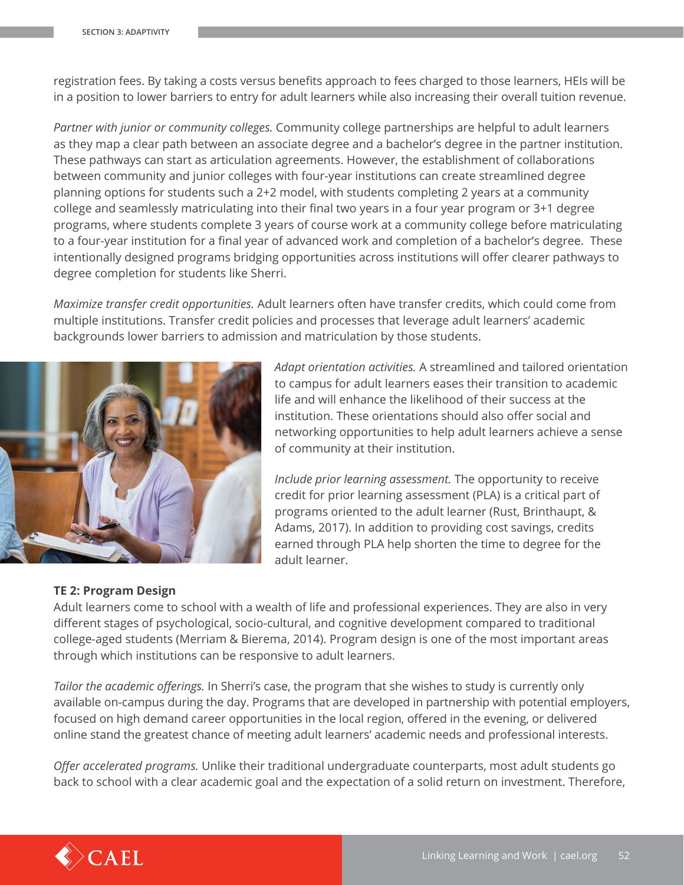registration fees. By taking a costs versus benefits approach to fees charged to those learners, HEIs will be in a position to lower barriers to entry for adult learners while also increasing their overall tuition revenue.

*Partner with junior or community colleges.* Community college partnerships are helpful to adult learners as they map a clear path between an associate degree and a bachelor's degree in the partner institution. These pathways can start as articulation agreements. However, the establishment of collaborations between community and junior colleges with four-year institutions can create streamlined degree planning options for students such a 2+2 model, with students completing 2 years at a community college and seamlessly matriculating into their final two years in a four year program or 3+1 degree programs, where students complete 3 years of course work at a community college before matriculating to a four-year institution for a final year of advanced work and completion of a bachelor's degree. These intentionally designed programs bridging opportunities across institutions will offer clearer pathways to degree completion for students like Sherri.

*Maximize transfer credit opportunities.* Adult learners often have transfer credits, which could come from multiple institutions. Transfer credit policies and processes that leverage adult learners' academic backgrounds lower barriers to admission and matriculation by those students.

*Adapt orientation activities.* A streamlined and tailored orientation to campus for adult learners eases their transition to academic life and will enhance the likelihood of their success at the institution. These orientations should also offer social and networking opportunities to help adult learners achieve a sense of community at their institution.

*Include prior learning assessment.* The opportunity to receive credit for prior learning assessment (PLA) is a critical part of programs oriented to the adult learner (Rust, Brinthaupt, & Adams, 2017). In addition to providing cost savings, credits earned through PLA help shorten the time to degree for the adult learner.

**TE 2: Program Design**

Adult learners come to school with a wealth of life and professional experiences. They are also in very different stages of psychological, socio-cultural, and cognitive development compared to traditional college-aged students (Merriam & Bierema, 2014). Program design is one of the most important areas through which institutions can be responsive to adult learners.

*Tailor the academic offerings.* In Sherri's case, the program that she wishes to study is currently only available on-campus during the day. Programs that are developed in partnership with potential employers, focused on high demand career opportunities in the local region, offered in the evening, or delivered online stand the greatest chance of meeting adult learners' academic needs and professional interests.

*Offer accelerated programs.* Unlike their traditional undergraduate counterparts, most adult students go back to school with a clear academic goal and the expectation of a solid return on investment. Therefore,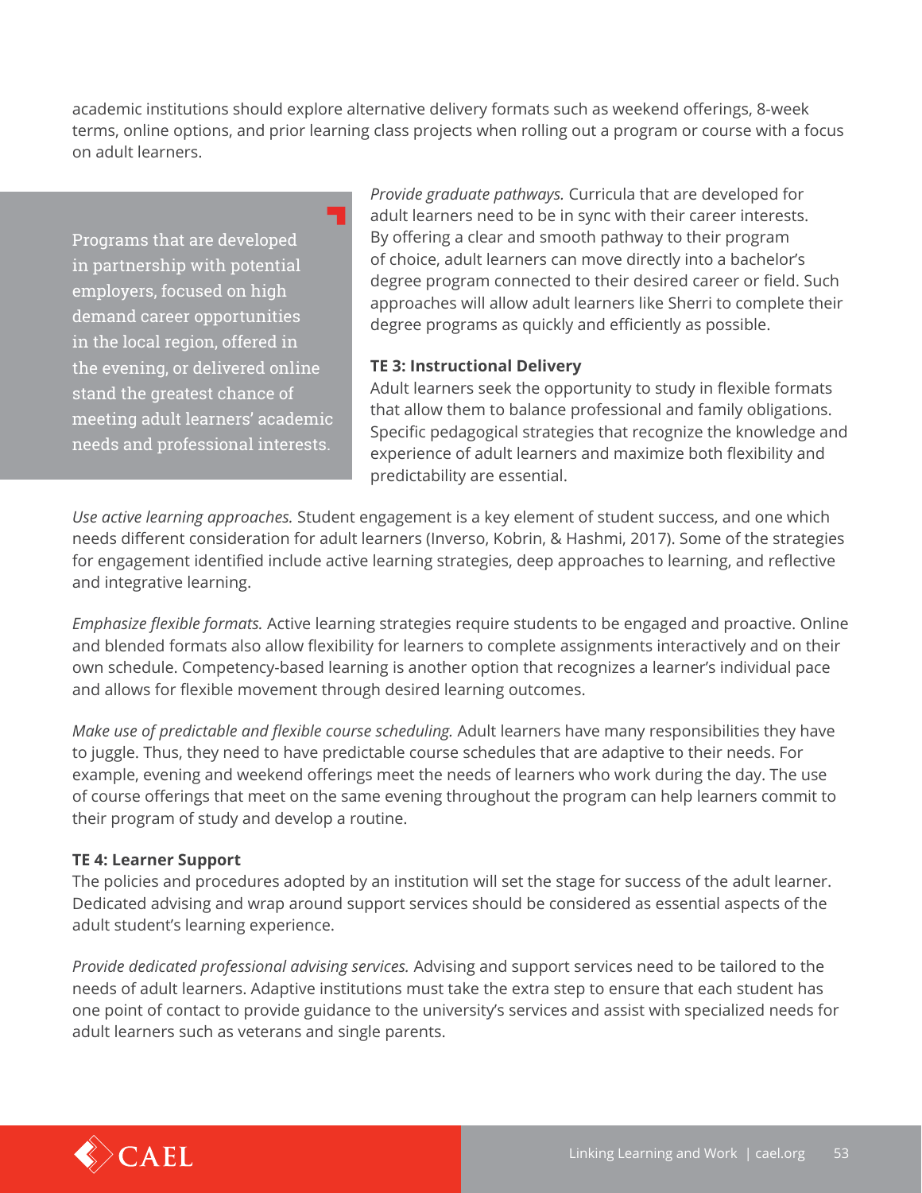academic institutions should explore alternative delivery formats such as weekend offerings, 8-week terms, online options, and prior learning class projects when rolling out a program or course with a focus on adult learners.

> Programs that are developed in partnership with potential employers, focused on high demand career opportunities in the local region, offered in the evening, or delivered online stand the greatest chance of meeting adult learners' academic needs and professional interests.

*Provide graduate pathways.* Curricula that are developed for adult learners need to be in sync with their career interests. By offering a clear and smooth pathway to their program of choice, adult learners can move directly into a bachelor's degree program connected to their desired career or field. Such approaches will allow adult learners like Sherri to complete their degree programs as quickly and efficiently as possible.

**TE 3: Instructional Delivery**

Adult learners seek the opportunity to study in flexible formats that allow them to balance professional and family obligations. Specific pedagogical strategies that recognize the knowledge and experience of adult learners and maximize both flexibility and predictability are essential.

*Use active learning approaches.* Student engagement is a key element of student success, and one which needs different consideration for adult learners (Inverso, Kobrin, & Hashmi, 2017). Some of the strategies for engagement identified include active learning strategies, deep approaches to learning, and reflective and integrative learning.

*Emphasize flexible formats.* Active learning strategies require students to be engaged and proactive. Online and blended formats also allow flexibility for learners to complete assignments interactively and on their own schedule. Competency-based learning is another option that recognizes a learner's individual pace and allows for flexible movement through desired learning outcomes.

*Make use of predictable and flexible course scheduling.* Adult learners have many responsibilities they have to juggle. Thus, they need to have predictable course schedules that are adaptive to their needs. For example, evening and weekend offerings meet the needs of learners who work during the day. The use of course offerings that meet on the same evening throughout the program can help learners commit to their program of study and develop a routine.

**TE 4: Learner Support**

The policies and procedures adopted by an institution will set the stage for success of the adult learner. Dedicated advising and wrap around support services should be considered as essential aspects of the adult student's learning experience.

*Provide dedicated professional advising services.* Advising and support services need to be tailored to the needs of adult learners. Adaptive institutions must take the extra step to ensure that each student has one point of contact to provide guidance to the university's services and assist with specialized needs for adult learners such as veterans and single parents.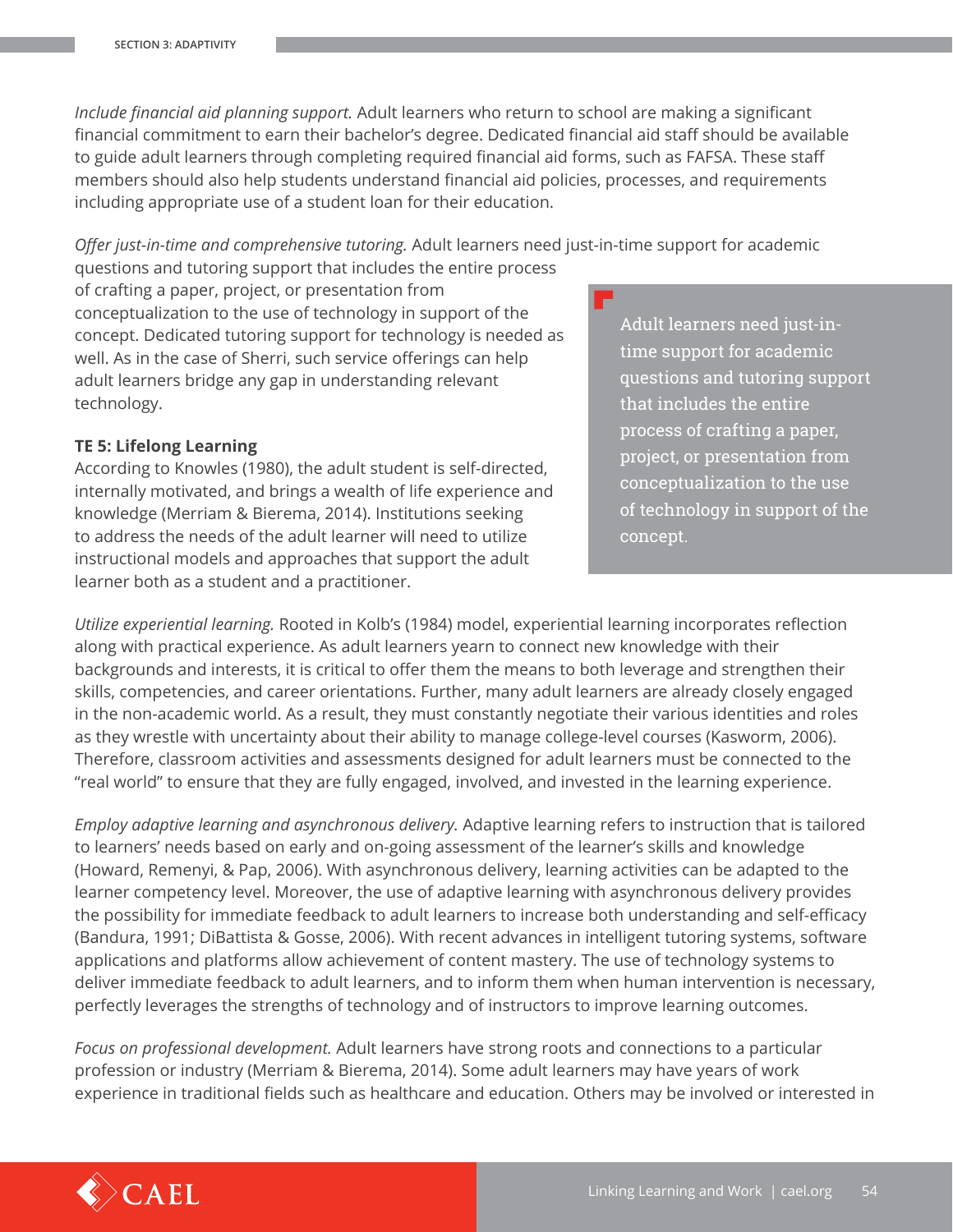*Include financial aid planning support.* Adult learners who return to school are making a significant financial commitment to earn their bachelor's degree. Dedicated financial aid staff should be available to guide adult learners through completing required financial aid forms, such as FAFSA. These staff members should also help students understand financial aid policies, processes, and requirements including appropriate use of a student loan for their education.

*Offer just-in-time and comprehensive tutoring.* Adult learners need just-in-time support for academic questions and tutoring support that includes the entire process of crafting a paper, project, or presentation from conceptualization to the use of technology in support of the concept. Dedicated tutoring support for technology is needed as well. As in the case of Sherri, such service offerings can help adult learners bridge any gap in understanding relevant technology.

> Adult learners need just-in-time support for academic questions and tutoring support that includes the entire process of crafting a paper, project, or presentation from conceptualization to the use of technology in support of the concept.

**TE 5: Lifelong Learning**

According to Knowles (1980), the adult student is self-directed, internally motivated, and brings a wealth of life experience and knowledge (Merriam & Bierema, 2014). Institutions seeking to address the needs of the adult learner will need to utilize instructional models and approaches that support the adult learner both as a student and a practitioner.

*Utilize experiential learning.* Rooted in Kolb's (1984) model, experiential learning incorporates reflection along with practical experience. As adult learners yearn to connect new knowledge with their backgrounds and interests, it is critical to offer them the means to both leverage and strengthen their skills, competencies, and career orientations. Further, many adult learners are already closely engaged in the non-academic world. As a result, they must constantly negotiate their various identities and roles as they wrestle with uncertainty about their ability to manage college-level courses (Kasworm, 2006). Therefore, classroom activities and assessments designed for adult learners must be connected to the "real world" to ensure that they are fully engaged, involved, and invested in the learning experience.

*Employ adaptive learning and asynchronous delivery.* Adaptive learning refers to instruction that is tailored to learners' needs based on early and on-going assessment of the learner's skills and knowledge (Howard, Remenyi, & Pap, 2006). With asynchronous delivery, learning activities can be adapted to the learner competency level. Moreover, the use of adaptive learning with asynchronous delivery provides the possibility for immediate feedback to adult learners to increase both understanding and self-efficacy (Bandura, 1991; DiBattista & Gosse, 2006). With recent advances in intelligent tutoring systems, software applications and platforms allow achievement of content mastery. The use of technology systems to deliver immediate feedback to adult learners, and to inform them when human intervention is necessary, perfectly leverages the strengths of technology and of instructors to improve learning outcomes.

*Focus on professional development.* Adult learners have strong roots and connections to a particular profession or industry (Merriam & Bierema, 2014). Some adult learners may have years of work experience in traditional fields such as healthcare and education. Others may be involved or interested in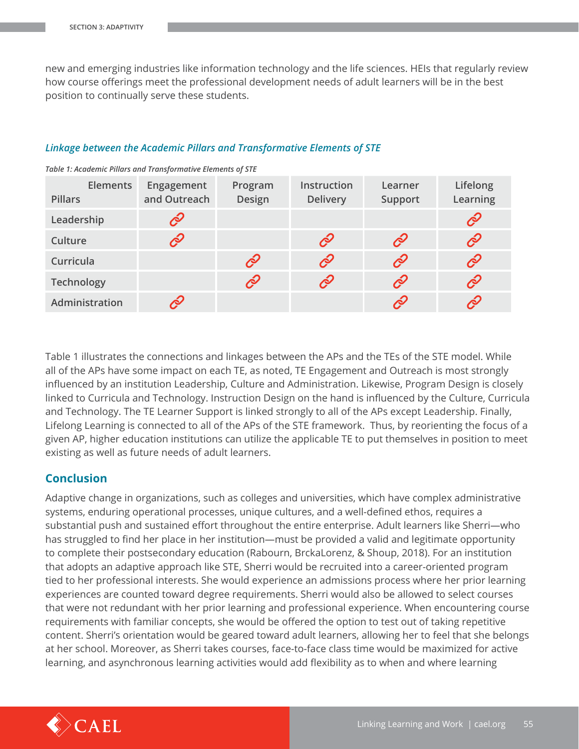new and emerging industries like information technology and the life sciences. HEIs that regularly review how course offerings meet the professional development needs of adult learners will be in the best position to continually serve these students.

### *Linkage between the Academic Pillars and Transformative Elements of STE*

*Table 1: Academic Pillars and Transformative Elements of STE*

| Elements / Pillars | Engagement and Outreach | Program Design | Instruction Delivery | Learner Support | Lifelong Learning |
|---|---|---|---|---|---|
| Leadership | 🔗 | | | | 🔗 |
| Culture | 🔗 | | 🔗 | 🔗 | 🔗 |
| Curricula | | 🔗 | 🔗 | 🔗 | 🔗 |
| Technology | | 🔗 | 🔗 | 🔗 | 🔗 |
| Administration | 🔗 | | | 🔗 | 🔗 |

Table 1 illustrates the connections and linkages between the APs and the TEs of the STE model. While all of the APs have some impact on each TE, as noted, TE Engagement and Outreach is most strongly influenced by an institution Leadership, Culture and Administration. Likewise, Program Design is closely linked to Curricula and Technology. Instruction Design on the hand is influenced by the Culture, Curricula and Technology. The TE Learner Support is linked strongly to all of the APs except Leadership. Finally, Lifelong Learning is connected to all of the APs of the STE framework. Thus, by reorienting the focus of a given AP, higher education institutions can utilize the applicable TE to put themselves in position to meet existing as well as future needs of adult learners.

## Conclusion

Adaptive change in organizations, such as colleges and universities, which have complex administrative systems, enduring operational processes, unique cultures, and a well-defined ethos, requires a substantial push and sustained effort throughout the entire enterprise. Adult learners like Sherri—who has struggled to find her place in her institution—must be provided a valid and legitimate opportunity to complete their postsecondary education (Rabourn, BrckaLorenz, & Shoup, 2018). For an institution that adopts an adaptive approach like STE, Sherri would be recruited into a career-oriented program tied to her professional interests. She would experience an admissions process where her prior learning experiences are counted toward degree requirements. Sherri would also be allowed to select courses that were not redundant with her prior learning and professional experience. When encountering course requirements with familiar concepts, she would be offered the option to test out of taking repetitive content. Sherri's orientation would be geared toward adult learners, allowing her to feel that she belongs at her school. Moreover, as Sherri takes courses, face-to-face class time would be maximized for active learning, and asynchronous learning activities would add flexibility as to when and where learning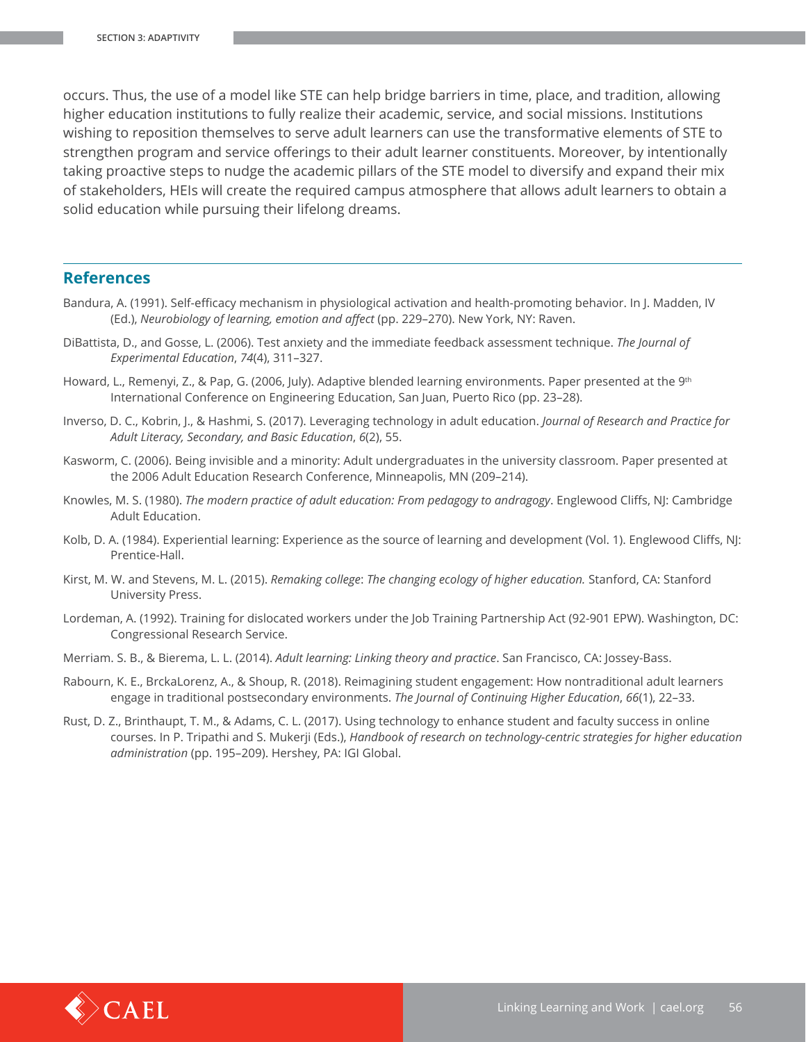occurs. Thus, the use of a model like STE can help bridge barriers in time, place, and tradition, allowing higher education institutions to fully realize their academic, service, and social missions. Institutions wishing to reposition themselves to serve adult learners can use the transformative elements of STE to strengthen program and service offerings to their adult learner constituents. Moreover, by intentionally taking proactive steps to nudge the academic pillars of the STE model to diversify and expand their mix of stakeholders, HEIs will create the required campus atmosphere that allows adult learners to obtain a solid education while pursuing their lifelong dreams.

## References

Bandura, A. (1991). Self-efficacy mechanism in physiological activation and health-promoting behavior. In J. Madden, IV (Ed.), *Neurobiology of learning, emotion and affect* (pp. 229–270). New York, NY: Raven.

DiBattista, D., and Gosse, L. (2006). Test anxiety and the immediate feedback assessment technique. *The Journal of Experimental Education*, *74*(4), 311–327.

Howard, L., Remenyi, Z., & Pap, G. (2006, July). Adaptive blended learning environments. Paper presented at the 9th International Conference on Engineering Education, San Juan, Puerto Rico (pp. 23–28).

Inverso, D. C., Kobrin, J., & Hashmi, S. (2017). Leveraging technology in adult education. *Journal of Research and Practice for Adult Literacy, Secondary, and Basic Education*, *6*(2), 55.

Kasworm, C. (2006). Being invisible and a minority: Adult undergraduates in the university classroom. Paper presented at the 2006 Adult Education Research Conference, Minneapolis, MN (209–214).

Knowles, M. S. (1980). *The modern practice of adult education: From pedagogy to andragogy*. Englewood Cliffs, NJ: Cambridge Adult Education.

Kolb, D. A. (1984). Experiential learning: Experience as the source of learning and development (Vol. 1). Englewood Cliffs, NJ: Prentice-Hall.

Kirst, M. W. and Stevens, M. L. (2015). *Remaking college*: *The changing ecology of higher education.* Stanford, CA: Stanford University Press.

Lordeman, A. (1992). Training for dislocated workers under the Job Training Partnership Act (92-901 EPW). Washington, DC: Congressional Research Service.

Merriam. S. B., & Bierema, L. L. (2014). *Adult learning: Linking theory and practice*. San Francisco, CA: Jossey-Bass.

Rabourn, K. E., BrckaLorenz, A., & Shoup, R. (2018). Reimagining student engagement: How nontraditional adult learners engage in traditional postsecondary environments. *The Journal of Continuing Higher Education*, *66*(1), 22–33.

Rust, D. Z., Brinthaupt, T. M., & Adams, C. L. (2017). Using technology to enhance student and faculty success in online courses. In P. Tripathi and S. Mukerji (Eds.), *Handbook of research on technology-centric strategies for higher education administration* (pp. 195–209). Hershey, PA: IGI Global.